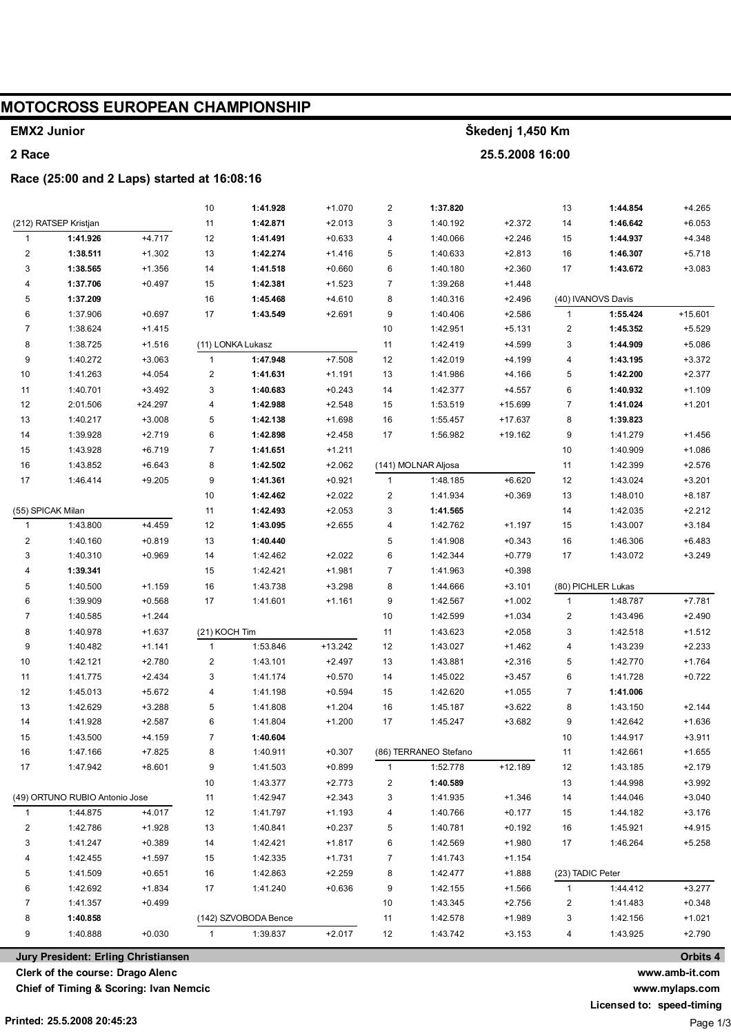# MOTOCROSS EUROPEAN CHAMPIONSHIP

**EMX2 Junior** — **Škedenj 1,450 Km**

**2 Race** — **25.5.2008 16:00**

**Race (25:00 and 2 Laps) started at 16:08:16**

(212) RATSEP Kristjan

| Lap | Time | Diff |
|---|---|---|
| 1 | **1:41.926** | +4.717 |
| 2 | **1:38.511** | +1.302 |
| 3 | **1:38.565** | +1.356 |
| 4 | **1:37.706** | +0.497 |
| 5 | **1:37.209** | |
| 6 | 1:37.906 | +0.697 |
| 7 | 1:38.624 | +1.415 |
| 8 | 1:38.725 | +1.516 |
| 9 | 1:40.272 | +3.063 |
| 10 | 1:41.263 | +4.054 |
| 11 | 1:40.701 | +3.492 |
| 12 | 2:01.506 | +24.297 |
| 13 | 1:40.217 | +3.008 |
| 14 | 1:39.928 | +2.719 |
| 15 | 1:43.928 | +6.719 |
| 16 | 1:43.852 | +6.643 |
| 17 | 1:46.414 | +9.205 |

(55) SPICAK Milan

| Lap | Time | Diff |
|---|---|---|
| 1 | 1:43.800 | +4.459 |
| 2 | 1:40.160 | +0.819 |
| 3 | 1:40.310 | +0.969 |
| 4 | **1:39.341** | |
| 5 | 1:40.500 | +1.159 |
| 6 | 1:39.909 | +0.568 |
| 7 | 1:40.585 | +1.244 |
| 8 | 1:40.978 | +1.637 |
| 9 | 1:40.482 | +1.141 |
| 10 | 1:42.121 | +2.780 |
| 11 | 1:41.775 | +2.434 |
| 12 | 1:45.013 | +5.672 |
| 13 | 1:42.629 | +3.288 |
| 14 | 1:41.928 | +2.587 |
| 15 | 1:43.500 | +4.159 |
| 16 | 1:47.166 | +7.825 |
| 17 | 1:47.942 | +8.601 |

(49) ORTUNO RUBIO Antonio Jose

| Lap | Time | Diff |
|---|---|---|
| 1 | 1:44.875 | +4.017 |
| 2 | 1:42.786 | +1.928 |
| 3 | 1:41.247 | +0.389 |
| 4 | 1:42.455 | +1.597 |
| 5 | 1:41.509 | +0.651 |
| 6 | 1:42.692 | +1.834 |
| 7 | 1:41.357 | +0.499 |
| 8 | **1:40.858** | |
| 9 | 1:40.888 | +0.030 |
| 10 | **1:41.928** | +1.070 |
| 11 | **1:42.871** | +2.013 |
| 12 | **1:41.491** | +0.633 |
| 13 | **1:42.274** | +1.416 |
| 14 | **1:41.518** | +0.660 |
| 15 | **1:42.381** | +1.523 |
| 16 | **1:45.468** | +4.610 |
| 17 | **1:43.549** | +2.691 |

(11) LONKA Lukasz

| Lap | Time | Diff |
|---|---|---|
| 1 | **1:47.948** | +7.508 |
| 2 | **1:41.631** | +1.191 |
| 3 | **1:40.683** | +0.243 |
| 4 | **1:42.988** | +2.548 |
| 5 | **1:42.138** | +1.698 |
| 6 | **1:42.898** | +2.458 |
| 7 | **1:41.651** | +1.211 |
| 8 | **1:42.502** | +2.062 |
| 9 | **1:41.361** | +0.921 |
| 10 | **1:42.462** | +2.022 |
| 11 | **1:42.493** | +2.053 |
| 12 | **1:43.095** | +2.655 |
| 13 | **1:40.440** | |
| 14 | 1:42.462 | +2.022 |
| 15 | 1:42.421 | +1.981 |
| 16 | 1:43.738 | +3.298 |
| 17 | 1:41.601 | +1.161 |

(21) KOCH Tim

| Lap | Time | Diff |
|---|---|---|
| 1 | 1:53.846 | +13.242 |
| 2 | 1:43.101 | +2.497 |
| 3 | 1:41.174 | +0.570 |
| 4 | 1:41.198 | +0.594 |
| 5 | 1:41.808 | +1.204 |
| 6 | 1:41.804 | +1.200 |
| 7 | **1:40.604** | |
| 8 | 1:40.911 | +0.307 |
| 9 | 1:41.503 | +0.899 |
| 10 | 1:43.377 | +2.773 |
| 11 | 1:42.947 | +2.343 |
| 12 | 1:41.797 | +1.193 |
| 13 | 1:40.841 | +0.237 |
| 14 | 1:42.421 | +1.817 |
| 15 | 1:42.335 | +1.731 |
| 16 | 1:42.863 | +2.259 |
| 17 | 1:41.240 | +0.636 |

(142) SZVOBODA Bence

| Lap | Time | Diff |
|---|---|---|
| 1 | 1:39.837 | +2.017 |
| 2 | **1:37.820** | |
| 3 | 1:40.192 | +2.372 |
| 4 | 1:40.066 | +2.246 |
| 5 | 1:40.633 | +2.813 |
| 6 | 1:40.180 | +2.360 |
| 7 | 1:39.268 | +1.448 |
| 8 | 1:40.316 | +2.496 |
| 9 | 1:40.406 | +2.586 |
| 10 | 1:42.951 | +5.131 |
| 11 | 1:42.419 | +4.599 |
| 12 | 1:42.019 | +4.199 |
| 13 | 1:41.986 | +4.166 |
| 14 | 1:42.377 | +4.557 |
| 15 | 1:53.519 | +15.699 |
| 16 | 1:55.457 | +17.637 |
| 17 | 1:56.982 | +19.162 |

(141) MOLNAR Aljosa

| Lap | Time | Diff |
|---|---|---|
| 1 | 1:48.185 | +6.620 |
| 2 | 1:41.934 | +0.369 |
| 3 | **1:41.565** | |
| 4 | 1:42.762 | +1.197 |
| 5 | 1:41.908 | +0.343 |
| 6 | 1:42.344 | +0.779 |
| 7 | 1:41.963 | +0.398 |
| 8 | 1:44.666 | +3.101 |
| 9 | 1:42.567 | +1.002 |
| 10 | 1:42.599 | +1.034 |
| 11 | 1:43.623 | +2.058 |
| 12 | 1:43.027 | +1.462 |
| 13 | 1:43.881 | +2.316 |
| 14 | 1:45.022 | +3.457 |
| 15 | 1:42.620 | +1.055 |
| 16 | 1:45.187 | +3.622 |
| 17 | 1:45.247 | +3.682 |

(86) TERRANEO Stefano

| Lap | Time | Diff |
|---|---|---|
| 1 | 1:52.778 | +12.189 |
| 2 | **1:40.589** | |
| 3 | 1:41.935 | +1.346 |
| 4 | 1:40.766 | +0.177 |
| 5 | 1:40.781 | +0.192 |
| 6 | 1:42.569 | +1.980 |
| 7 | 1:41.743 | +1.154 |
| 8 | 1:42.477 | +1.888 |
| 9 | 1:42.155 | +1.566 |
| 10 | 1:43.345 | +2.756 |
| 11 | 1:42.578 | +1.989 |
| 12 | 1:43.742 | +3.153 |
| 13 | **1:44.854** | +4.265 |
| 14 | **1:46.642** | +6.053 |
| 15 | **1:44.937** | +4.348 |
| 16 | **1:46.307** | +5.718 |
| 17 | **1:43.672** | +3.083 |

(40) IVANOVS Davis

| Lap | Time | Diff |
|---|---|---|
| 1 | **1:55.424** | +15.601 |
| 2 | **1:45.352** | +5.529 |
| 3 | **1:44.909** | +5.086 |
| 4 | **1:43.195** | +3.372 |
| 5 | **1:42.200** | +2.377 |
| 6 | **1:40.932** | +1.109 |
| 7 | **1:41.024** | +1.201 |
| 8 | **1:39.823** | |
| 9 | 1:41.279 | +1.456 |
| 10 | 1:40.909 | +1.086 |
| 11 | 1:42.399 | +2.576 |
| 12 | 1:43.024 | +3.201 |
| 13 | 1:48.010 | +8.187 |
| 14 | 1:42.035 | +2.212 |
| 15 | 1:43.007 | +3.184 |
| 16 | 1:46.306 | +6.483 |
| 17 | 1:43.072 | +3.249 |

(80) PICHLER Lukas

| Lap | Time | Diff |
|---|---|---|
| 1 | 1:48.787 | +7.781 |
| 2 | 1:43.496 | +2.490 |
| 3 | 1:42.518 | +1.512 |
| 4 | 1:43.239 | +2.233 |
| 5 | 1:42.770 | +1.764 |
| 6 | 1:41.728 | +0.722 |
| 7 | **1:41.006** | |
| 8 | 1:43.150 | +2.144 |
| 9 | 1:42.642 | +1.636 |
| 10 | 1:44.917 | +3.911 |
| 11 | 1:42.661 | +1.655 |
| 12 | 1:43.185 | +2.179 |
| 13 | 1:44.998 | +3.992 |
| 14 | 1:44.046 | +3.040 |
| 15 | 1:44.182 | +3.176 |
| 16 | 1:45.921 | +4.915 |
| 17 | 1:46.264 | +5.258 |

(23) TADIC Peter

| Lap | Time | Diff |
|---|---|---|
| 1 | 1:44.412 | +3.277 |
| 2 | 1:41.483 | +0.348 |
| 3 | 1:42.156 | +1.021 |
| 4 | 1:43.925 | +2.790 |

**Jury President: Erling Christiansen**
**Clerk of the course: Drago Alenc**
**Chief of Timing & Scoring: Ivan Nemcic**

**Orbits 4**
**www.amb-it.com**
**www.mylaps.com**
**Licensed to: speed-timing**

**Printed: 25.5.2008 20:45:23**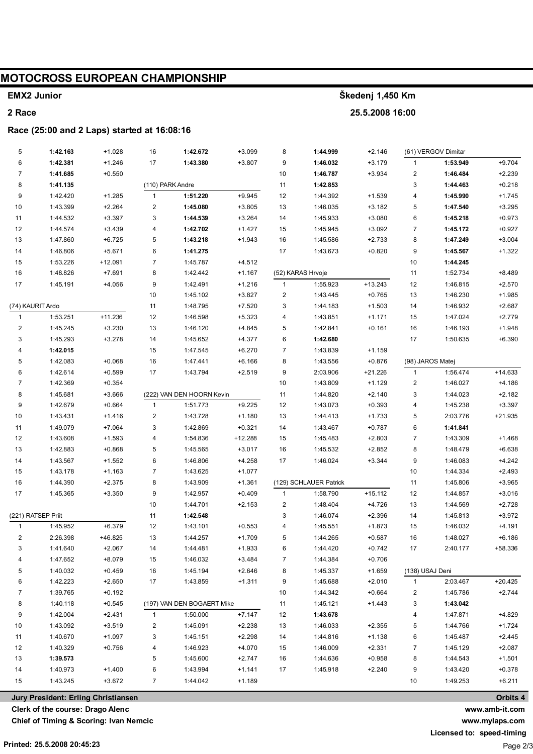# MOTOCROSS EUROPEAN CHAMPIONSHIP

**EMX2 Junior** — **Škedenj 1,450 Km**

**2 Race** — **25.5.2008 16:00**

**Race (25:00 and 2 Laps) started at 16:08:16**

*(continued from previous page)*

| Lap | Time | Gap |
|---|---|---|
| 5 | **1:42.163** | +1.028 |
| 6 | **1:42.381** | +1.246 |
| 7 | **1:41.685** | +0.550 |
| 8 | **1:41.135** | |
| 9 | 1:42.420 | +1.285 |
| 10 | 1:43.399 | +2.264 |
| 11 | 1:44.532 | +3.397 |
| 12 | 1:44.574 | +3.439 |
| 13 | 1:47.860 | +6.725 |
| 14 | 1:46.806 | +5.671 |
| 15 | 1:53.226 | +12.091 |
| 16 | 1:48.826 | +7.691 |
| 17 | 1:45.191 | +4.056 |

**(74) KAURIT Ardo**

| Lap | Time | Gap |
|---|---|---|
| 1 | 1:53.251 | +11.236 |
| 2 | 1:45.245 | +3.230 |
| 3 | 1:45.293 | +3.278 |
| 4 | **1:42.015** | |
| 5 | 1:42.083 | +0.068 |
| 6 | 1:42.614 | +0.599 |
| 7 | 1:42.369 | +0.354 |
| 8 | 1:45.681 | +3.666 |
| 9 | 1:42.679 | +0.664 |
| 10 | 1:43.431 | +1.416 |
| 11 | 1:49.079 | +7.064 |
| 12 | 1:43.608 | +1.593 |
| 13 | 1:42.883 | +0.868 |
| 14 | 1:43.567 | +1.552 |
| 15 | 1:43.178 | +1.163 |
| 16 | 1:44.390 | +2.375 |
| 17 | 1:45.365 | +3.350 |

**(221) RATSEP Priit**

| Lap | Time | Gap |
|---|---|---|
| 1 | 1:45.952 | +6.379 |
| 2 | 2:26.398 | +46.825 |
| 3 | 1:41.640 | +2.067 |
| 4 | 1:47.652 | +8.079 |
| 5 | 1:40.032 | +0.459 |
| 6 | 1:42.223 | +2.650 |
| 7 | 1:39.765 | +0.192 |
| 8 | 1:40.118 | +0.545 |
| 9 | 1:42.004 | +2.431 |
| 10 | 1:43.092 | +3.519 |
| 11 | 1:40.670 | +1.097 |
| 12 | 1:40.329 | +0.756 |
| 13 | **1:39.573** | |
| 14 | 1:40.973 | +1.400 |
| 15 | 1:43.245 | +3.672 |

*(continued from previous column)*

| Lap | Time | Gap |
|---|---|---|
| 16 | **1:42.672** | +3.099 |
| 17 | **1:43.380** | +3.807 |

**(110) PARK Andre**

| Lap | Time | Gap |
|---|---|---|
| 1 | **1:51.220** | +9.945 |
| 2 | **1:45.080** | +3.805 |
| 3 | **1:44.539** | +3.264 |
| 4 | **1:42.702** | +1.427 |
| 5 | **1:43.218** | +1.943 |
| 6 | **1:41.275** | |
| 7 | 1:45.787 | +4.512 |
| 8 | 1:42.442 | +1.167 |
| 9 | 1:42.491 | +1.216 |
| 10 | 1:45.102 | +3.827 |
| 11 | 1:48.795 | +7.520 |
| 12 | 1:46.598 | +5.323 |
| 13 | 1:46.120 | +4.845 |
| 14 | 1:45.652 | +4.377 |
| 15 | 1:47.545 | +6.270 |
| 16 | 1:47.441 | +6.166 |
| 17 | 1:43.794 | +2.519 |

**(222) VAN DEN HOORN Kevin**

| Lap | Time | Gap |
|---|---|---|
| 1 | 1:51.773 | +9.225 |
| 2 | 1:43.728 | +1.180 |
| 3 | 1:42.869 | +0.321 |
| 4 | 1:54.836 | +12.288 |
| 5 | 1:45.565 | +3.017 |
| 6 | 1:46.806 | +4.258 |
| 7 | 1:43.625 | +1.077 |
| 8 | 1:43.909 | +1.361 |
| 9 | 1:42.957 | +0.409 |
| 10 | 1:44.701 | +2.153 |
| 11 | **1:42.548** | |
| 12 | 1:43.101 | +0.553 |
| 13 | 1:44.257 | +1.709 |
| 14 | 1:44.481 | +1.933 |
| 15 | 1:46.032 | +3.484 |
| 16 | 1:45.194 | +2.646 |
| 17 | 1:43.859 | +1.311 |

**(197) VAN DEN BOGAERT Mike**

| Lap | Time | Gap |
|---|---|---|
| 1 | 1:50.000 | +7.147 |
| 2 | 1:45.091 | +2.238 |
| 3 | 1:45.151 | +2.298 |
| 4 | 1:46.923 | +4.070 |
| 5 | 1:45.600 | +2.747 |
| 6 | 1:43.994 | +1.141 |
| 7 | 1:44.042 | +1.189 |

*(continued from previous column)*

| Lap | Time | Gap |
|---|---|---|
| 8 | **1:44.999** | +2.146 |
| 9 | **1:46.032** | +3.179 |
| 10 | **1:46.787** | +3.934 |
| 11 | **1:42.853** | |
| 12 | 1:44.392 | +1.539 |
| 13 | 1:46.035 | +3.182 |
| 14 | 1:45.933 | +3.080 |
| 15 | 1:45.945 | +3.092 |
| 16 | 1:45.586 | +2.733 |
| 17 | 1:43.673 | +0.820 |

**(52) KARAS Hrvoje**

| Lap | Time | Gap |
|---|---|---|
| 1 | 1:55.923 | +13.243 |
| 2 | 1:43.445 | +0.765 |
| 3 | 1:44.183 | +1.503 |
| 4 | 1:43.851 | +1.171 |
| 5 | 1:42.841 | +0.161 |
| 6 | **1:42.680** | |
| 7 | 1:43.839 | +1.159 |
| 8 | 1:43.556 | +0.876 |
| 9 | 2:03.906 | +21.226 |
| 10 | 1:43.809 | +1.129 |
| 11 | 1:44.820 | +2.140 |
| 12 | 1:43.073 | +0.393 |
| 13 | 1:44.413 | +1.733 |
| 14 | 1:43.467 | +0.787 |
| 15 | 1:45.483 | +2.803 |
| 16 | 1:45.532 | +2.852 |
| 17 | 1:46.024 | +3.344 |

**(129) SCHLAUER Patrick**

| Lap | Time | Gap |
|---|---|---|
| 1 | 1:58.790 | +15.112 |
| 2 | 1:48.404 | +4.726 |
| 3 | 1:46.074 | +2.396 |
| 4 | 1:45.551 | +1.873 |
| 5 | 1:44.265 | +0.587 |
| 6 | 1:44.420 | +0.742 |
| 7 | 1:44.384 | +0.706 |
| 8 | 1:45.337 | +1.659 |
| 9 | 1:45.688 | +2.010 |
| 10 | 1:44.342 | +0.664 |
| 11 | 1:45.121 | +1.443 |
| 12 | **1:43.678** | |
| 13 | 1:46.033 | +2.355 |
| 14 | 1:44.816 | +1.138 |
| 15 | 1:46.009 | +2.331 |
| 16 | 1:44.636 | +0.958 |
| 17 | 1:45.918 | +2.240 |

**(61) VERGOV Dimitar**

| Lap | Time | Gap |
|---|---|---|
| 1 | **1:53.949** | +9.704 |
| 2 | **1:46.484** | +2.239 |
| 3 | **1:44.463** | +0.218 |
| 4 | **1:45.990** | +1.745 |
| 5 | **1:47.540** | +3.295 |
| 6 | **1:45.218** | +0.973 |
| 7 | **1:45.172** | +0.927 |
| 8 | **1:47.249** | +3.004 |
| 9 | **1:45.567** | +1.322 |
| 10 | **1:44.245** | |
| 11 | 1:52.734 | +8.489 |
| 12 | 1:46.815 | +2.570 |
| 13 | 1:46.230 | +1.985 |
| 14 | 1:46.932 | +2.687 |
| 15 | 1:47.024 | +2.779 |
| 16 | 1:46.193 | +1.948 |
| 17 | 1:50.635 | +6.390 |

**(98) JAROS Matej**

| Lap | Time | Gap |
|---|---|---|
| 1 | 1:56.474 | +14.633 |
| 2 | 1:46.027 | +4.186 |
| 3 | 1:44.023 | +2.182 |
| 4 | 1:45.238 | +3.397 |
| 5 | 2:03.776 | +21.935 |
| 6 | **1:41.841** | |
| 7 | 1:43.309 | +1.468 |
| 8 | 1:48.479 | +6.638 |
| 9 | 1:46.083 | +4.242 |
| 10 | 1:44.334 | +2.493 |
| 11 | 1:45.806 | +3.965 |
| 12 | 1:44.857 | +3.016 |
| 13 | 1:44.569 | +2.728 |
| 14 | 1:45.813 | +3.972 |
| 15 | 1:46.032 | +4.191 |
| 16 | 1:48.027 | +6.186 |
| 17 | 2:40.177 | +58.336 |

**(138) USAJ Deni**

| Lap | Time | Gap |
|---|---|---|
| 1 | 2:03.467 | +20.425 |
| 2 | 1:45.786 | +2.744 |
| 3 | **1:43.042** | |
| 4 | 1:47.871 | +4.829 |
| 5 | 1:44.766 | +1.724 |
| 6 | 1:45.487 | +2.445 |
| 7 | 1:45.129 | +2.087 |
| 8 | 1:44.543 | +1.501 |
| 9 | 1:43.420 | +0.378 |
| 10 | 1:49.253 | +6.211 |

**Jury President: Erling Christiansen**
**Clerk of the course: Drago Alenc**
**Chief of Timing & Scoring: Ivan Nemcic**

**Orbits 4**
**www.amb-it.com**
**www.mylaps.com**
**Licensed to: speed-timing**

**Printed: 25.5.2008 20:45:23**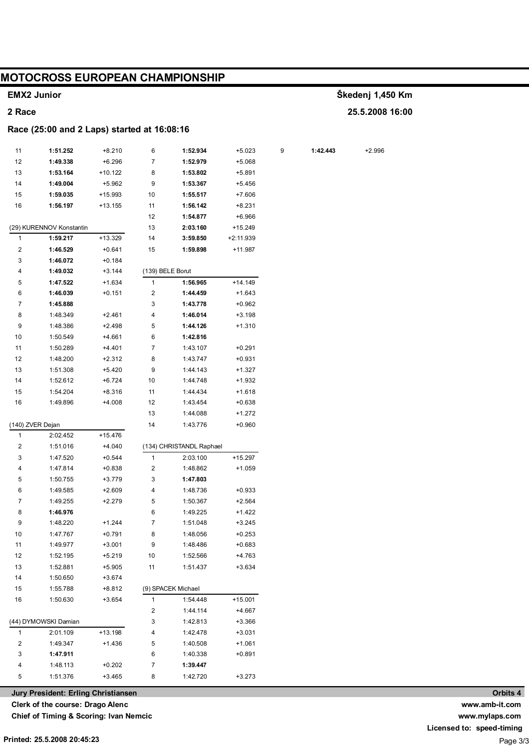# MOTOCROSS EUROPEAN CHAMPIONSHIP

**EMX2 Junior** — **Škedenj 1,450 Km**

**2 Race** — **25.5.2008 16:00**

**Race (25:00 and 2 Laps) started at 16:08:16**

(continued)

| | | |
|---|---|---|
| 11 | **1:51.252** | +8.210 |
| 12 | **1:49.338** | +6.296 |
| 13 | **1:53.164** | +10.122 |
| 14 | **1:49.004** | +5.962 |
| 15 | **1:59.035** | +15.993 |
| 16 | **1:56.197** | +13.155 |

(29) KURENNOV Konstantin

| | | |
|---|---|---|
| 1 | **1:59.217** | +13.329 |
| 2 | **1:46.529** | +0.641 |
| 3 | **1:46.072** | +0.184 |
| 4 | **1:49.032** | +3.144 |
| 5 | **1:47.522** | +1.634 |
| 6 | **1:46.039** | +0.151 |
| 7 | **1:45.888** | |
| 8 | 1:48.349 | +2.461 |
| 9 | 1:48.386 | +2.498 |
| 10 | 1:50.549 | +4.661 |
| 11 | 1:50.289 | +4.401 |
| 12 | 1:48.200 | +2.312 |
| 13 | 1:51.308 | +5.420 |
| 14 | 1:52.612 | +6.724 |
| 15 | 1:54.204 | +8.316 |
| 16 | 1:49.896 | +4.008 |

(140) ZVER Dejan

| | | |
|---|---|---|
| 1 | 2:02.452 | +15.476 |
| 2 | 1:51.016 | +4.040 |
| 3 | 1:47.520 | +0.544 |
| 4 | 1:47.814 | +0.838 |
| 5 | 1:50.755 | +3.779 |
| 6 | 1:49.585 | +2.609 |
| 7 | 1:49.255 | +2.279 |
| 8 | **1:46.976** | |
| 9 | 1:48.220 | +1.244 |
| 10 | 1:47.767 | +0.791 |
| 11 | 1:49.977 | +3.001 |
| 12 | 1:52.195 | +5.219 |
| 13 | 1:52.881 | +5.905 |
| 14 | 1:50.650 | +3.674 |
| 15 | 1:55.788 | +8.812 |
| 16 | 1:50.630 | +3.654 |

(44) DYMOWSKI Damian

| | | |
|---|---|---|
| 1 | 2:01.109 | +13.198 |
| 2 | 1:49.347 | +1.436 |
| 3 | **1:47.911** | |
| 4 | 1:48.113 | +0.202 |
| 5 | 1:51.376 | +3.465 |

(continued)

| | | |
|---|---|---|
| 6 | **1:52.934** | +5.023 |
| 7 | **1:52.979** | +5.068 |
| 8 | **1:53.802** | +5.891 |
| 9 | **1:53.367** | +5.456 |
| 10 | **1:55.517** | +7.606 |
| 11 | **1:56.142** | +8.231 |
| 12 | **1:54.877** | +6.966 |
| 13 | **2:03.160** | +15.249 |
| 14 | **3:59.850** | +2:11.939 |
| 15 | **1:59.898** | +11.987 |

(139) BELE Borut

| | | |
|---|---|---|
| 1 | **1:56.965** | +14.149 |
| 2 | **1:44.459** | +1.643 |
| 3 | **1:43.778** | +0.962 |
| 4 | **1:46.014** | +3.198 |
| 5 | **1:44.126** | +1.310 |
| 6 | **1:42.816** | |
| 7 | 1:43.107 | +0.291 |
| 8 | 1:43.747 | +0.931 |
| 9 | 1:44.143 | +1.327 |
| 10 | 1:44.748 | +1.932 |
| 11 | 1:44.434 | +1.618 |
| 12 | 1:43.454 | +0.638 |
| 13 | 1:44.088 | +1.272 |
| 14 | 1:43.776 | +0.960 |

(134) CHRISTANDL Raphael

| | | |
|---|---|---|
| 1 | 2:03.100 | +15.297 |
| 2 | 1:48.862 | +1.059 |
| 3 | **1:47.803** | |
| 4 | 1:48.736 | +0.933 |
| 5 | 1:50.367 | +2.564 |
| 6 | 1:49.225 | +1.422 |
| 7 | 1:51.048 | +3.245 |
| 8 | 1:48.056 | +0.253 |
| 9 | 1:48.486 | +0.683 |
| 10 | 1:52.566 | +4.763 |
| 11 | 1:51.437 | +3.634 |

(9) SPACEK Michael

| | | |
|---|---|---|
| 1 | 1:54.448 | +15.001 |
| 2 | 1:44.114 | +4.667 |
| 3 | 1:42.813 | +3.366 |
| 4 | 1:42.478 | +3.031 |
| 5 | 1:40.508 | +1.061 |
| 6 | 1:40.338 | +0.891 |
| 7 | **1:39.447** | |
| 8 | 1:42.720 | +3.273 |

(continued)

| | | |
|---|---|---|
| 9 | **1:42.443** | +2.996 |

**Jury President: Erling Christiansen**
**Clerk of the course: Drago Alenc**
**Chief of Timing & Scoring: Ivan Nemcic**

**Orbits 4**
**www.amb-it.com**
**www.mylaps.com**
**Licensed to: speed-timing**

**Printed: 25.5.2008 20:45:23**